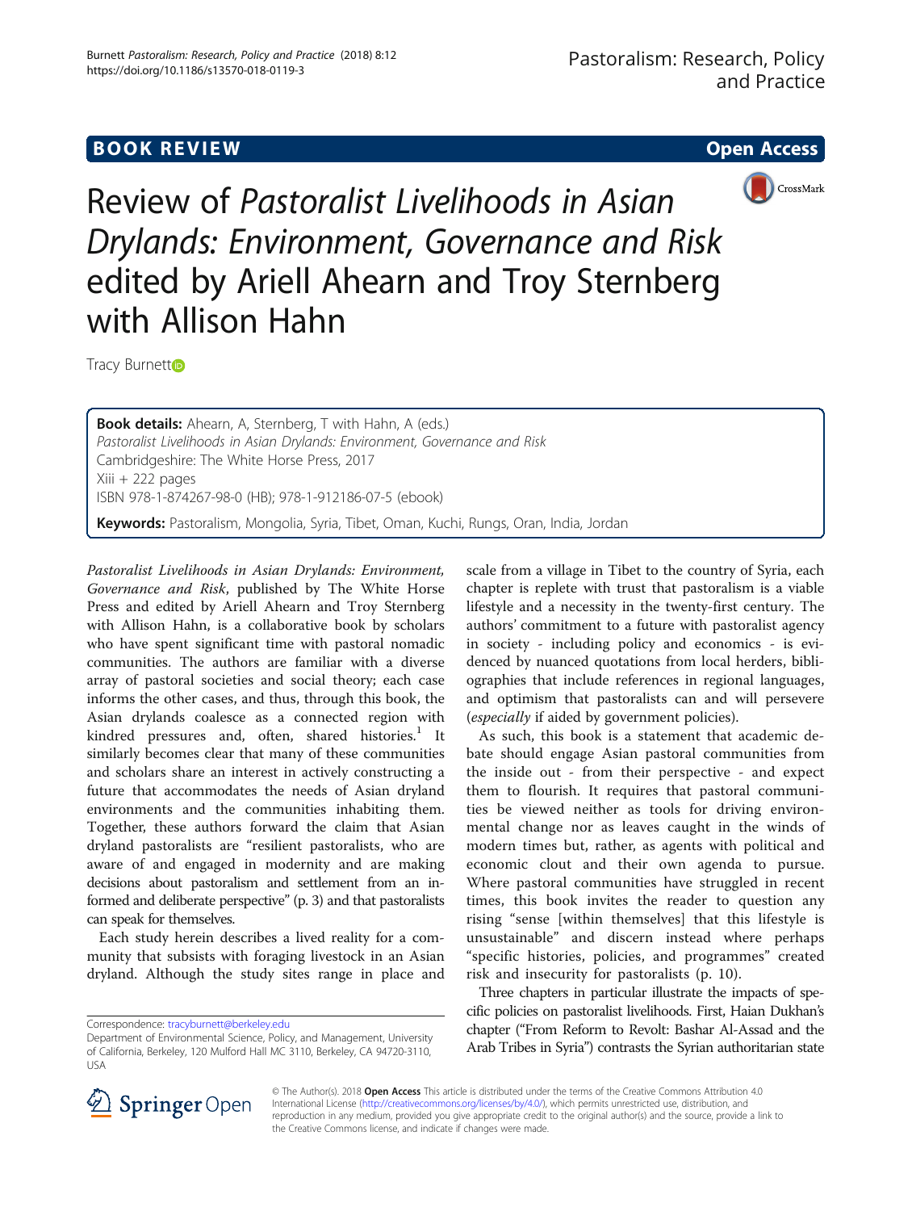**BOOK REVIEW** **Open Access**

# Review of *Pastoralist Livelihoods in Asian Drylands: Environment, Governance and Risk* edited by Ariell Ahearn and Troy Sternberg with Allison Hahn

Tracy Burnett

**Book details:** Ahearn, A, Sternberg, T with Hahn, A (eds.)
*Pastoralist Livelihoods in Asian Drylands: Environment, Governance and Risk*
Cambridgeshire: The White Horse Press, 2017
Xiii + 222 pages
ISBN 978-1-874267-98-0 (HB); 978-1-912186-07-5 (ebook)

**Keywords:** Pastoralism, Mongolia, Syria, Tibet, Oman, Kuchi, Rungs, Oran, India, Jordan

*Pastoralist Livelihoods in Asian Drylands: Environment, Governance and Risk*, published by The White Horse Press and edited by Ariell Ahearn and Troy Sternberg with Allison Hahn, is a collaborative book by scholars who have spent significant time with pastoral nomadic communities. The authors are familiar with a diverse array of pastoral societies and social theory; each case informs the other cases, and thus, through this book, the Asian drylands coalesce as a connected region with kindred pressures and, often, shared histories.[1] It similarly becomes clear that many of these communities and scholars share an interest in actively constructing a future that accommodates the needs of Asian dryland environments and the communities inhabiting them. Together, these authors forward the claim that Asian dryland pastoralists are "resilient pastoralists, who are aware of and engaged in modernity and are making decisions about pastoralism and settlement from an informed and deliberate perspective" (p. 3) and that pastoralists can speak for themselves.

Each study herein describes a lived reality for a community that subsists with foraging livestock in an Asian dryland. Although the study sites range in place and scale from a village in Tibet to the country of Syria, each chapter is replete with trust that pastoralism is a viable lifestyle and a necessity in the twenty-first century. The authors' commitment to a future with pastoralist agency in society - including policy and economics - is evidenced by nuanced quotations from local herders, bibliographies that include references in regional languages, and optimism that pastoralists can and will persevere (*especially* if aided by government policies).

As such, this book is a statement that academic debate should engage Asian pastoral communities from the inside out - from their perspective - and expect them to flourish. It requires that pastoral communities be viewed neither as tools for driving environmental change nor as leaves caught in the winds of modern times but, rather, as agents with political and economic clout and their own agenda to pursue. Where pastoral communities have struggled in recent times, this book invites the reader to question any rising "sense [within themselves] that this lifestyle is unsustainable" and discern instead where perhaps "specific histories, policies, and programmes" created risk and insecurity for pastoralists (p. 10).

Three chapters in particular illustrate the impacts of specific policies on pastoralist livelihoods. First, Haian Dukhan's chapter ("From Reform to Revolt: Bashar Al-Assad and the Arab Tribes in Syria") contrasts the Syrian authoritarian state

Correspondence: tracyburnett@berkeley.edu
Department of Environmental Science, Policy, and Management, University of California, Berkeley, 120 Mulford Hall MC 3110, Berkeley, CA 94720-3110, USA

© The Author(s). 2018 **Open Access** This article is distributed under the terms of the Creative Commons Attribution 4.0 International License (http://creativecommons.org/licenses/by/4.0/), which permits unrestricted use, distribution, and reproduction in any medium, provided you give appropriate credit to the original author(s) and the source, provide a link to the Creative Commons license, and indicate if changes were made.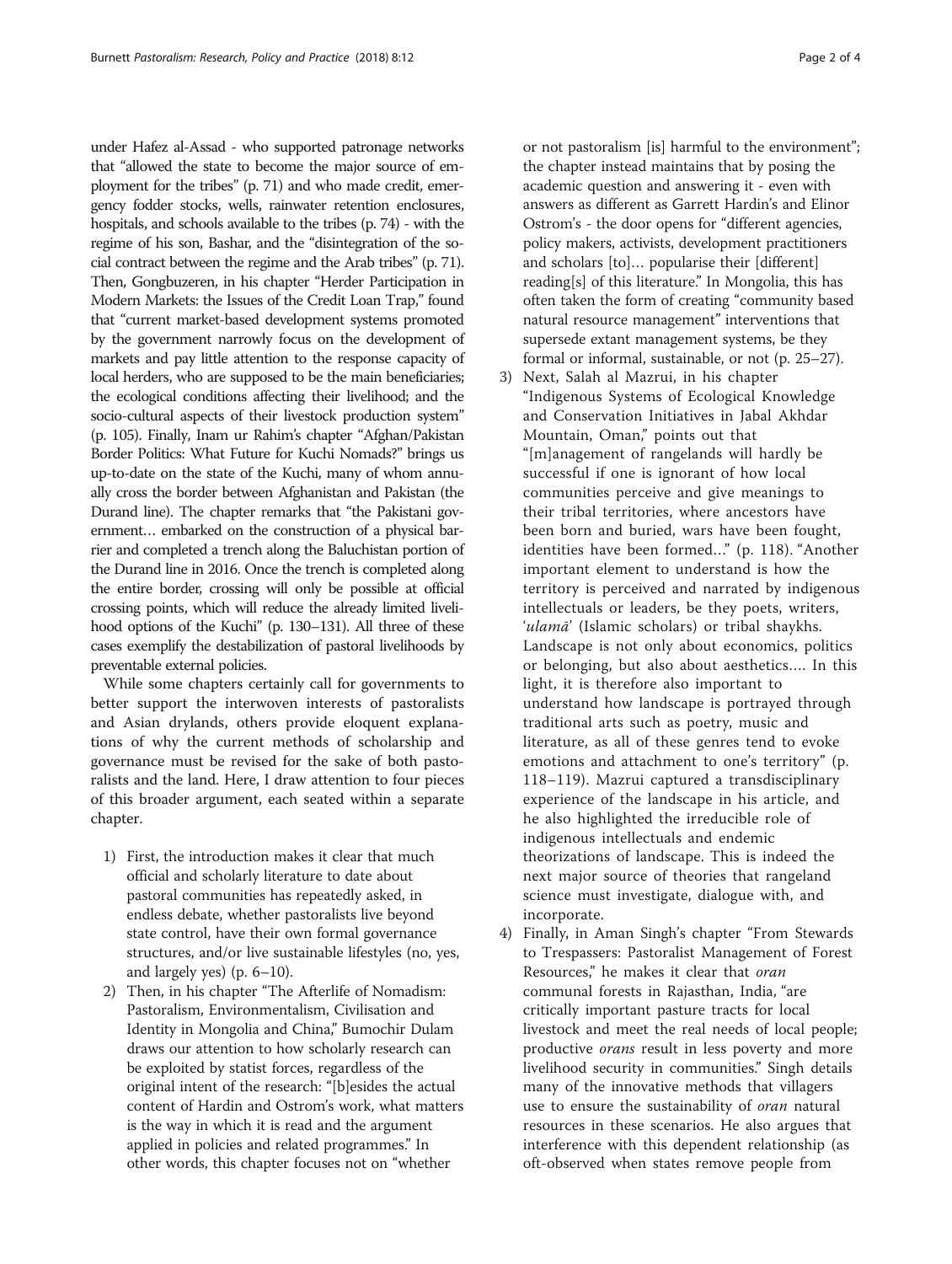under Hafez al-Assad - who supported patronage networks that "allowed the state to become the major source of employment for the tribes" (p. 71) and who made credit, emergency fodder stocks, wells, rainwater retention enclosures, hospitals, and schools available to the tribes (p. 74) - with the regime of his son, Bashar, and the "disintegration of the social contract between the regime and the Arab tribes" (p. 71). Then, Gongbuzeren, in his chapter "Herder Participation in Modern Markets: the Issues of the Credit Loan Trap," found that "current market-based development systems promoted by the government narrowly focus on the development of markets and pay little attention to the response capacity of local herders, who are supposed to be the main beneficiaries; the ecological conditions affecting their livelihood; and the socio-cultural aspects of their livestock production system" (p. 105). Finally, Inam ur Rahim's chapter "Afghan/Pakistan Border Politics: What Future for Kuchi Nomads?" brings us up-to-date on the state of the Kuchi, many of whom annually cross the border between Afghanistan and Pakistan (the Durand line). The chapter remarks that "the Pakistani government… embarked on the construction of a physical barrier and completed a trench along the Baluchistan portion of the Durand line in 2016. Once the trench is completed along the entire border, crossing will only be possible at official crossing points, which will reduce the already limited livelihood options of the Kuchi" (p. 130–131). All three of these cases exemplify the destabilization of pastoral livelihoods by preventable external policies.

While some chapters certainly call for governments to better support the interwoven interests of pastoralists and Asian drylands, others provide eloquent explanations of why the current methods of scholarship and governance must be revised for the sake of both pastoralists and the land. Here, I draw attention to four pieces of this broader argument, each seated within a separate chapter.

1) First, the introduction makes it clear that much official and scholarly literature to date about pastoral communities has repeatedly asked, in endless debate, whether pastoralists live beyond state control, have their own formal governance structures, and/or live sustainable lifestyles (no, yes, and largely yes) (p. 6–10).
2) Then, in his chapter "The Afterlife of Nomadism: Pastoralism, Environmentalism, Civilisation and Identity in Mongolia and China," Bumochir Dulam draws our attention to how scholarly research can be exploited by statist forces, regardless of the original intent of the research: "[b]esides the actual content of Hardin and Ostrom's work, what matters is the way in which it is read and the argument applied in policies and related programmes." In other words, this chapter focuses not on "whether or not pastoralism [is] harmful to the environment"; the chapter instead maintains that by posing the academic question and answering it - even with answers as different as Garrett Hardin's and Elinor Ostrom's - the door opens for "different agencies, policy makers, activists, development practitioners and scholars [to]… popularise their [different] reading[s] of this literature." In Mongolia, this has often taken the form of creating "community based natural resource management" interventions that supersede extant management systems, be they formal or informal, sustainable, or not (p. 25–27).
3) Next, Salah al Mazrui, in his chapter "Indigenous Systems of Ecological Knowledge and Conservation Initiatives in Jabal Akhdar Mountain, Oman," points out that "[m]anagement of rangelands will hardly be successful if one is ignorant of how local communities perceive and give meanings to their tribal territories, where ancestors have been born and buried, wars have been fought, identities have been formed…" (p. 118). "Another important element to understand is how the territory is perceived and narrated by indigenous intellectuals or leaders, be they poets, writers, '*ulamā*' (Islamic scholars) or tribal shaykhs. Landscape is not only about economics, politics or belonging, but also about aesthetics…. In this light, it is therefore also important to understand how landscape is portrayed through traditional arts such as poetry, music and literature, as all of these genres tend to evoke emotions and attachment to one's territory" (p. 118–119). Mazrui captured a transdisciplinary experience of the landscape in his article, and he also highlighted the irreducible role of indigenous intellectuals and endemic theorizations of landscape. This is indeed the next major source of theories that rangeland science must investigate, dialogue with, and incorporate.
4) Finally, in Aman Singh's chapter "From Stewards to Trespassers: Pastoralist Management of Forest Resources," he makes it clear that *oran* communal forests in Rajasthan, India, "are critically important pasture tracts for local livestock and meet the real needs of local people; productive *orans* result in less poverty and more livelihood security in communities." Singh details many of the innovative methods that villagers use to ensure the sustainability of *oran* natural resources in these scenarios. He also argues that interference with this dependent relationship (as oft-observed when states remove people from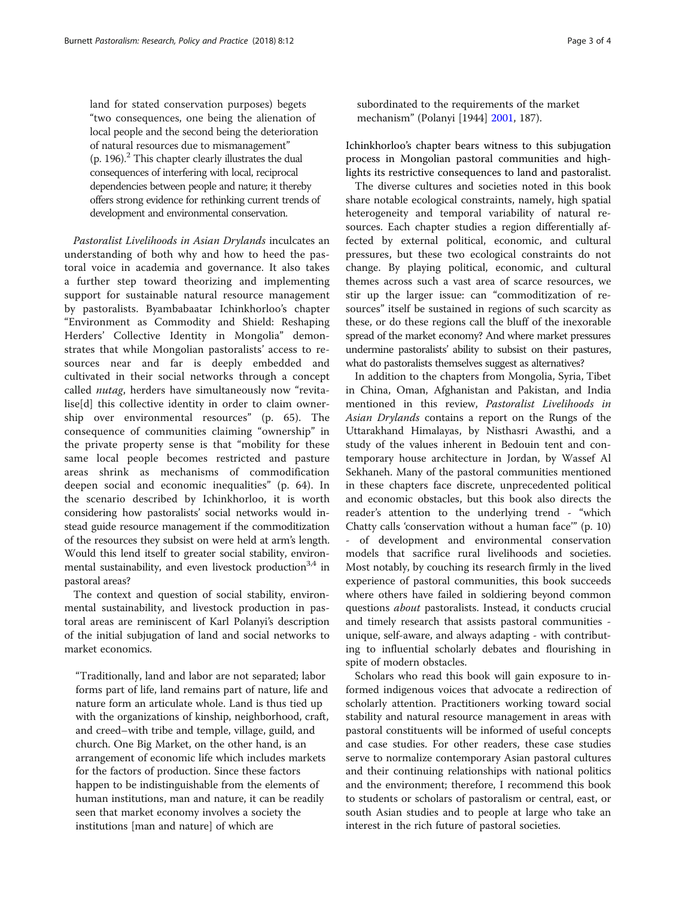land for stated conservation purposes) begets "two consequences, one being the alienation of local people and the second being the deterioration of natural resources due to mismanagement" (p. 196).[2] This chapter clearly illustrates the dual consequences of interfering with local, reciprocal dependencies between people and nature; it thereby offers strong evidence for rethinking current trends of development and environmental conservation.

*Pastoralist Livelihoods in Asian Drylands* inculcates an understanding of both why and how to heed the pastoral voice in academia and governance. It also takes a further step toward theorizing and implementing support for sustainable natural resource management by pastoralists. Byambabaatar Ichinkhorloo's chapter "Environment as Commodity and Shield: Reshaping Herders' Collective Identity in Mongolia" demonstrates that while Mongolian pastoralists' access to resources near and far is deeply embedded and cultivated in their social networks through a concept called *nutag*, herders have simultaneously now "revitalise[d] this collective identity in order to claim ownership over environmental resources" (p. 65). The consequence of communities claiming "ownership" in the private property sense is that "mobility for these same local people becomes restricted and pasture areas shrink as mechanisms of commodification deepen social and economic inequalities" (p. 64). In the scenario described by Ichinkhorloo, it is worth considering how pastoralists' social networks would instead guide resource management if the commoditization of the resources they subsist on were held at arm's length. Would this lend itself to greater social stability, environmental sustainability, and even livestock production[3,4] in pastoral areas?

The context and question of social stability, environmental sustainability, and livestock production in pastoral areas are reminiscent of Karl Polanyi's description of the initial subjugation of land and social networks to market economics.

> "Traditionally, land and labor are not separated; labor forms part of life, land remains part of nature, life and nature form an articulate whole. Land is thus tied up with the organizations of kinship, neighborhood, craft, and creed–with tribe and temple, village, guild, and church. One Big Market, on the other hand, is an arrangement of economic life which includes markets for the factors of production. Since these factors happen to be indistinguishable from the elements of human institutions, man and nature, it can be readily seen that market economy involves a society the institutions [man and nature] of which are subordinated to the requirements of the market mechanism" (Polanyi [1944] 2001, 187).

Ichinkhorloo's chapter bears witness to this subjugation process in Mongolian pastoral communities and highlights its restrictive consequences to land and pastoralist.

The diverse cultures and societies noted in this book share notable ecological constraints, namely, high spatial heterogeneity and temporal variability of natural resources. Each chapter studies a region differentially affected by external political, economic, and cultural pressures, but these two ecological constraints do not change. By playing political, economic, and cultural themes across such a vast area of scarce resources, we stir up the larger issue: can "commoditization of resources" itself be sustained in regions of such scarcity as these, or do these regions call the bluff of the inexorable spread of the market economy? And where market pressures undermine pastoralists' ability to subsist on their pastures, what do pastoralists themselves suggest as alternatives?

In addition to the chapters from Mongolia, Syria, Tibet in China, Oman, Afghanistan and Pakistan, and India mentioned in this review, *Pastoralist Livelihoods in Asian Drylands* contains a report on the Rungs of the Uttarakhand Himalayas, by Nisthasri Awasthi, and a study of the values inherent in Bedouin tent and contemporary house architecture in Jordan, by Wassef Al Sekhaneh. Many of the pastoral communities mentioned in these chapters face discrete, unprecedented political and economic obstacles, but this book also directs the reader's attention to the underlying trend - "which Chatty calls 'conservation without a human face'" (p. 10) - of development and environmental conservation models that sacrifice rural livelihoods and societies. Most notably, by couching its research firmly in the lived experience of pastoral communities, this book succeeds where others have failed in soldiering beyond common questions *about* pastoralists. Instead, it conducts crucial and timely research that assists pastoral communities - unique, self-aware, and always adapting - with contributing to influential scholarly debates and flourishing in spite of modern obstacles.

Scholars who read this book will gain exposure to informed indigenous voices that advocate a redirection of scholarly attention. Practitioners working toward social stability and natural resource management in areas with pastoral constituents will be informed of useful concepts and case studies. For other readers, these case studies serve to normalize contemporary Asian pastoral cultures and their continuing relationships with national politics and the environment; therefore, I recommend this book to students or scholars of pastoralism or central, east, or south Asian studies and to people at large who take an interest in the rich future of pastoral societies.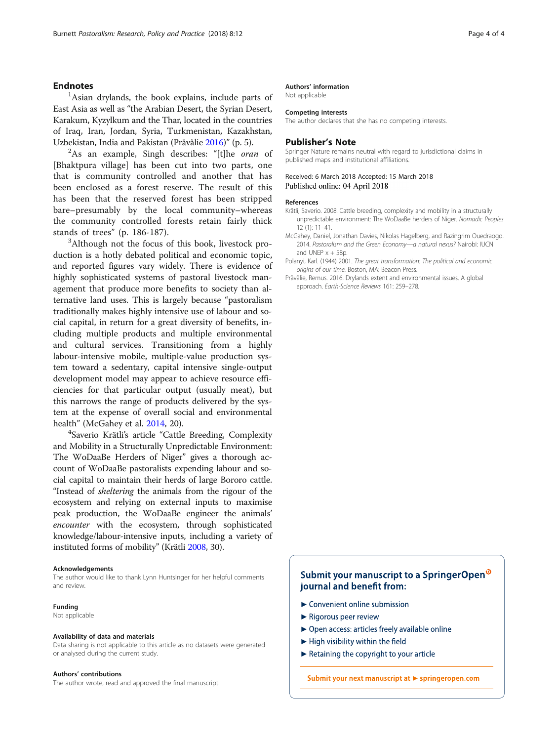## Endnotes

[1]Asian drylands, the book explains, include parts of East Asia as well as "the Arabian Desert, the Syrian Desert, Karakum, Kyzylkum and the Thar, located in the countries of Iraq, Iran, Jordan, Syria, Turkmenistan, Kazakhstan, Uzbekistan, India and Pakistan (Prăvălie 2016)" (p. 5).

[2]As an example, Singh describes: "[t]he *oran* of [Bhaktpura village] has been cut into two parts, one that is community controlled and another that has been enclosed as a forest reserve. The result of this has been that the reserved forest has been stripped bare–presumably by the local community–whereas the community controlled forests retain fairly thick stands of trees" (p. 186-187).

[3]Although not the focus of this book, livestock production is a hotly debated political and economic topic, and reported figures vary widely. There is evidence of highly sophisticated systems of pastoral livestock management that produce more benefits to society than alternative land uses. This is largely because "pastoralism traditionally makes highly intensive use of labour and social capital, in return for a great diversity of benefits, including multiple products and multiple environmental and cultural services. Transitioning from a highly labour-intensive mobile, multiple-value production system toward a sedentary, capital intensive single-output development model may appear to achieve resource efficiencies for that particular output (usually meat), but this narrows the range of products delivered by the system at the expense of overall social and environmental health" (McGahey et al. 2014, 20).

[4]Saverio Krätli's article "Cattle Breeding, Complexity and Mobility in a Structurally Unpredictable Environment: The WoDaaBe Herders of Niger" gives a thorough account of WoDaaBe pastoralists expending labour and social capital to maintain their herds of large Bororo cattle. "Instead of *sheltering* the animals from the rigour of the ecosystem and relying on external inputs to maximise peak production, the WoDaaBe engineer the animals' *encounter* with the ecosystem, through sophisticated knowledge/labour-intensive inputs, including a variety of instituted forms of mobility" (Krätli 2008, 30).

### Acknowledgements
The author would like to thank Lynn Huntsinger for her helpful comments and review.

### Funding
Not applicable

### Availability of data and materials
Data sharing is not applicable to this article as no datasets were generated or analysed during the current study.

### Authors' contributions
The author wrote, read and approved the final manuscript.

### Authors' information
Not applicable

### Competing interests
The author declares that she has no competing interests.

## Publisher's Note
Springer Nature remains neutral with regard to jurisdictional claims in published maps and institutional affiliations.

Received: 6 March 2018 Accepted: 15 March 2018
Published online: 04 April 2018

### References
- Krätli, Saverio. 2008. Cattle breeding, complexity and mobility in a structurally unpredictable environment: The WoDaaBe herders of Niger. *Nomadic Peoples* 12 (1): 11–41.
- McGahey, Daniel, Jonathan Davies, Nikolas Hagelberg, and Razingrim Ouedraogo. 2014. *Pastoralism and the Green Economy—a natural nexus?* Nairobi: IUCN and UNEP x + 58p.
- Polanyi, Karl. (1944) 2001. *The great transformation: The political and economic origins of our time.* Boston, MA: Beacon Press.
- Prăvălie, Remus. 2016. Drylands extent and environmental issues. A global approach. *Earth-Science Reviews* 161: 259–278.

**Submit your manuscript to a SpringerOpen journal and benefit from:**

- Convenient online submission
- Rigorous peer review
- Open access: articles freely available online
- High visibility within the field
- Retaining the copyright to your article

Submit your next manuscript at ► springeropen.com